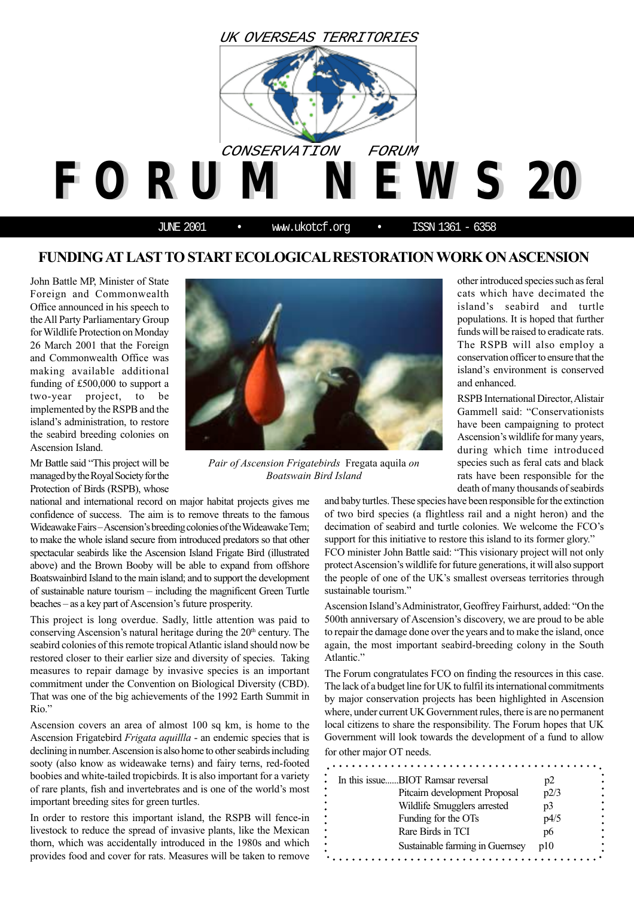UK OVERSEAS TERRITORIES

CONSERVATION FORUM

# FORUM NEWS 20

JUNE 2001 • www.ukotcf.org • ISSN 1361 - 6358

## FUNDING AT LAST TO START ECOLOGICAL RESTORATION WORK ON ASCENSION

John Battle MP, Minister of State Foreign and Commonwealth Office announced in his speech to the All Party Parliamentary Group for Wildlife Protection on Monday 26 March 2001 that the Foreign and Commonwealth Office was making available additional funding of £500,000 to support a two-year project, to be implemented by the RSPB and the island's administration, to restore the seabird breeding colonies on Ascension Island.

Mr Battle said "This project will be managed by the Royal Society for the Protection of Birds (RSPB), whose national and international record on major habitat projects gives me confidence of success. The aim is to remove threats to the famous Wideawake Fairs – Ascension's breeding colonies of the Wideawake Tern; to make the whole island secure from introduced predators so that other spectacular seabirds like the Ascension Island Frigate Bird (illustrated above) and the Brown Booby will be able to expand from offshore Boatswainbird Island to the main island; and to support the development of sustainable nature tourism – including the magnificent Green Turtle beaches – as a key part of Ascension's future prosperity.

*Pair of Ascension Frigatebirds* Fregata aquila *on Boatswain Bird Island*

This project is long overdue. Sadly, little attention was paid to conserving Ascension's natural heritage during the 20th century. The seabird colonies of this remote tropical Atlantic island should now be restored closer to their earlier size and diversity of species. Taking measures to repair damage by invasive species is an important commitment under the Convention on Biological Diversity (CBD). That was one of the big achievements of the 1992 Earth Summit in Rio."

Ascension covers an area of almost 100 sq km, is home to the Ascension Frigatebird *Frigata aquillla* - an endemic species that is declining in number. Ascension is also home to other seabirds including sooty (also know as wideawake terns) and fairy terns, red-footed boobies and white-tailed tropicbirds. It is also important for a variety of rare plants, fish and invertebrates and is one of the world's most important breeding sites for green turtles.

In order to restore this important island, the RSPB will fence-in livestock to reduce the spread of invasive plants, like the Mexican thorn, which was accidentally introduced in the 1980s and which provides food and cover for rats. Measures will be taken to remove other introduced species such as feral cats which have decimated the island's seabird and turtle populations. It is hoped that further funds will be raised to eradicate rats. The RSPB will also employ a conservation officer to ensure that the island's environment is conserved and enhanced.

RSPB International Director, Alistair Gammell said: "Conservationists have been campaigning to protect Ascension's wildlife for many years, during which time introduced species such as feral cats and black rats have been responsible for the death of many thousands of seabirds and baby turtles. These species have been responsible for the extinction of two bird species (a flightless rail and a night heron) and the decimation of seabird and turtle colonies. We welcome the FCO's support for this initiative to restore this island to its former glory."

FCO minister John Battle said: "This visionary project will not only protect Ascension's wildlife for future generations, it will also support the people of one of the UK's smallest overseas territories through sustainable tourism."

Ascension Island's Administrator, Geoffrey Fairhurst, added: "On the 500th anniversary of Ascension's discovery, we are proud to be able to repair the damage done over the years and to make the island, once again, the most important seabird-breeding colony in the South Atlantic."

The Forum congratulates FCO on finding the resources in this case. The lack of a budget line for UK to fulfil its international commitments by major conservation projects has been highlighted in Ascension where, under current UK Government rules, there is are no permanent local citizens to share the responsibility. The Forum hopes that UK Government will look towards the development of a fund to allow for other major OT needs.

| In this issue...... | |
|---|---|
| BIOT Ramsar reversal | p2 |
| Pitcairn development Proposal | p2/3 |
| Wildlife Smugglers arrested | p3 |
| Funding for the OTs | p4/5 |
| Rare Birds in TCI | p6 |
| Sustainable farming in Guernsey | p10 |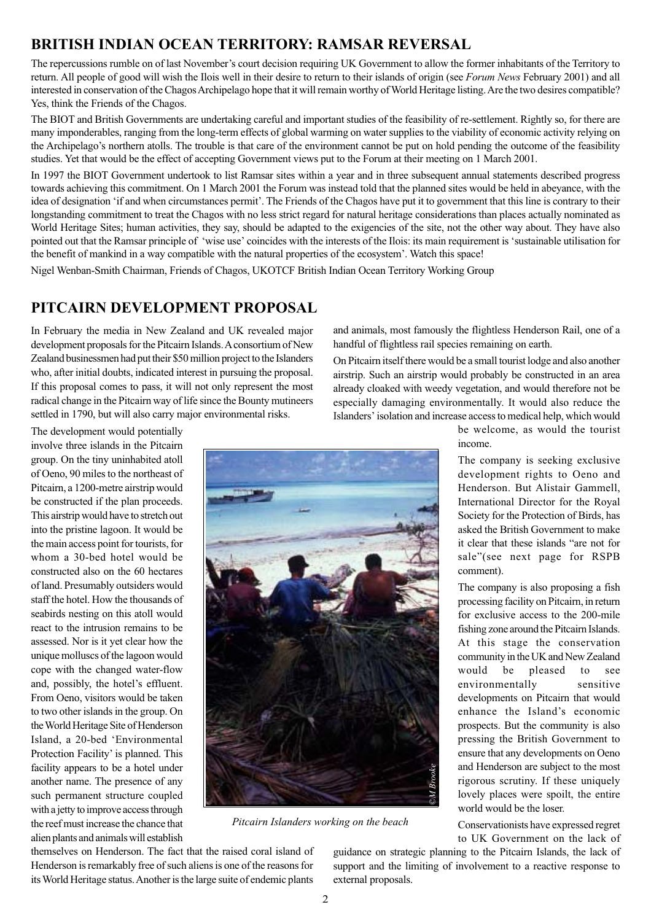## BRITISH INDIAN OCEAN TERRITORY: RAMSAR REVERSAL

The repercussions rumble on of last November's court decision requiring UK Government to allow the former inhabitants of the Territory to return. All people of good will wish the Ilois well in their desire to return to their islands of origin (see *Forum News* February 2001) and all interested in conservation of the Chagos Archipelago hope that it will remain worthy of World Heritage listing. Are the two desires compatible? Yes, think the Friends of the Chagos.

The BIOT and British Governments are undertaking careful and important studies of the feasibility of re-settlement. Rightly so, for there are many imponderables, ranging from the long-term effects of global warming on water supplies to the viability of economic activity relying on the Archipelago's northern atolls. The trouble is that care of the environment cannot be put on hold pending the outcome of the feasibility studies. Yet that would be the effect of accepting Government views put to the Forum at their meeting on 1 March 2001.

In 1997 the BIOT Government undertook to list Ramsar sites within a year and in three subsequent annual statements described progress towards achieving this commitment. On 1 March 2001 the Forum was instead told that the planned sites would be held in abeyance, with the idea of designation 'if and when circumstances permit'. The Friends of the Chagos have put it to government that this line is contrary to their longstanding commitment to treat the Chagos with no less strict regard for natural heritage considerations than places actually nominated as World Heritage Sites; human activities, they say, should be adapted to the exigencies of the site, not the other way about. They have also pointed out that the Ramsar principle of 'wise use' coincides with the interests of the Ilois: its main requirement is 'sustainable utilisation for the benefit of mankind in a way compatible with the natural properties of the ecosystem'. Watch this space!

Nigel Wenban-Smith Chairman, Friends of Chagos, UKOTCF British Indian Ocean Territory Working Group

## PITCAIRN DEVELOPMENT PROPOSAL

In February the media in New Zealand and UK revealed major development proposals for the Pitcairn Islands. A consortium of New Zealand businessmen had put their $50 million project to the Islanders who, after initial doubts, indicated interest in pursuing the proposal. If this proposal comes to pass, it will not only represent the most radical change in the Pitcairn way of life since the Bounty mutineers settled in 1790, but will also carry major environmental risks.

The development would potentially involve three islands in the Pitcairn group. On the tiny uninhabited atoll of Oeno, 90 miles to the northeast of Pitcairn, a 1200-metre airstrip would be constructed if the plan proceeds. This airstrip would have to stretch out into the pristine lagoon. It would be the main access point for tourists, for whom a 30-bed hotel would be constructed also on the 60 hectares of land. Presumably outsiders would staff the hotel. How the thousands of seabirds nesting on this atoll would react to the intrusion remains to be assessed. Nor is it yet clear how the unique molluscs of the lagoon would cope with the changed water-flow and, possibly, the hotel's effluent. From Oeno, visitors would be taken to two other islands in the group. On the World Heritage Site of Henderson Island, a 20-bed 'Environmental Protection Facility' is planned. This facility appears to be a hotel under another name. The presence of any such permanent structure coupled with a jetty to improve access through the reef must increase the chance that alien plants and animals will establish themselves on Henderson. The fact that the raised coral island of Henderson is remarkably free of such aliens is one of the reasons for its World Heritage status. Another is the large suite of endemic plants and animals, most famously the flightless Henderson Rail, one of a handful of flightless rail species remaining on earth.

On Pitcairn itself there would be a small tourist lodge and also another airstrip. Such an airstrip would probably be constructed in an area already cloaked with weedy vegetation, and would therefore not be especially damaging environmentally. It would also reduce the Islanders' isolation and increase access to medical help, which would be welcome, as would the tourist income.

*Pitcairn Islanders working on the beach*

The company is seeking exclusive development rights to Oeno and Henderson. But Alistair Gammell, International Director for the Royal Society for the Protection of Birds, has asked the British Government to make it clear that these islands "are not for sale"(see next page for RSPB comment).

The company is also proposing a fish processing facility on Pitcairn, in return for exclusive access to the 200-mile fishing zone around the Pitcairn Islands. At this stage the conservation community in the UK and New Zealand would be pleased to see environmentally sensitive developments on Pitcairn that would enhance the Island's economic prospects. But the community is also pressing the British Government to ensure that any developments on Oeno and Henderson are subject to the most rigorous scrutiny. If these uniquely lovely places were spoilt, the entire world would be the loser.

Conservationists have expressed regret to UK Government on the lack of guidance on strategic planning to the Pitcairn Islands, the lack of support and the limiting of involvement to a reactive response to external proposals.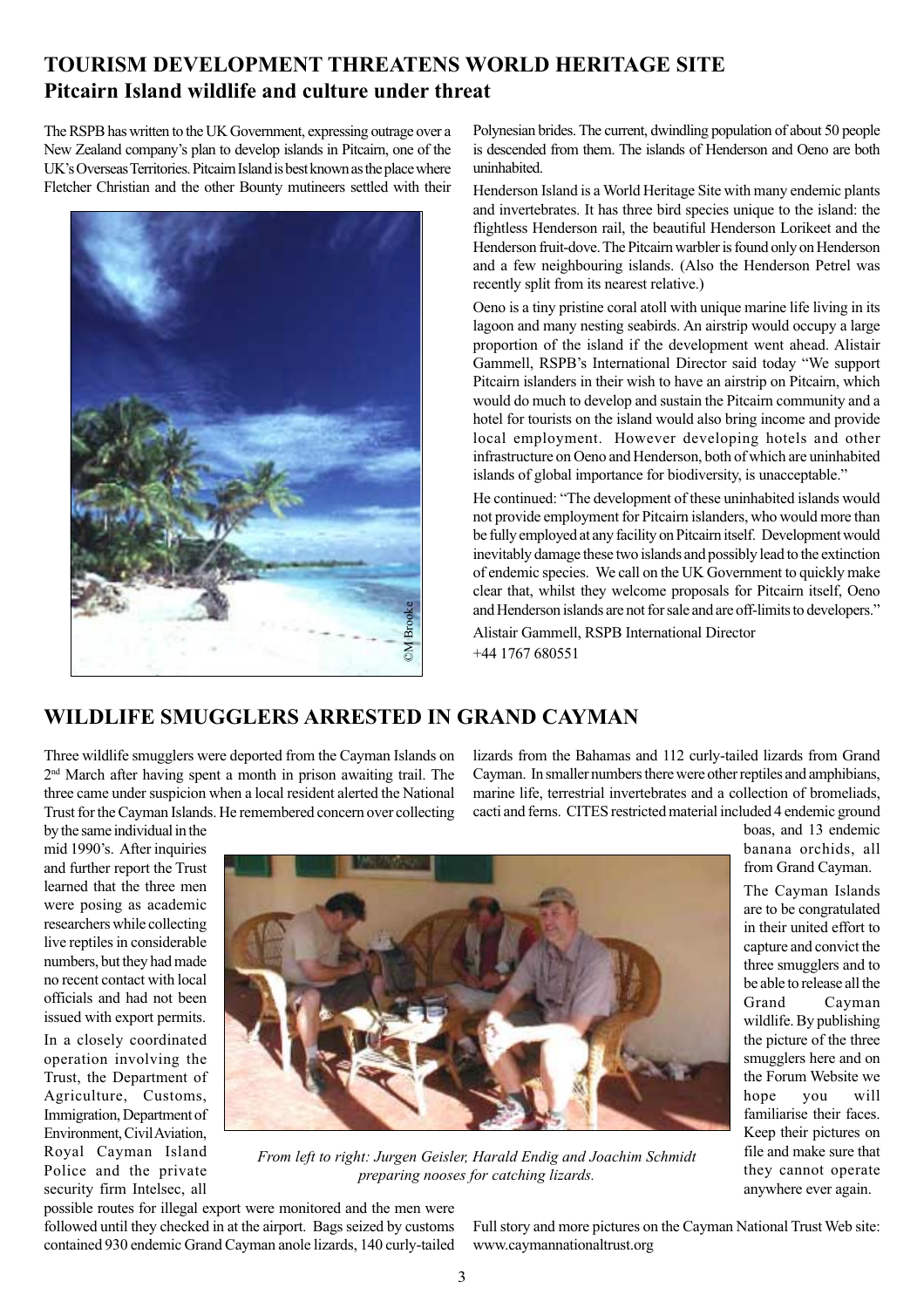## TOURISM DEVELOPMENT THREATENS WORLD HERITAGE SITE

### Pitcairn Island wildlife and culture under threat

The RSPB has written to the UK Government, expressing outrage over a New Zealand company's plan to develop islands in Pitcairn, one of the UK's Overseas Territories. Pitcairn Island is best known as the place where Fletcher Christian and the other Bounty mutineers settled with their Polynesian brides. The current, dwindling population of about 50 people is descended from them. The islands of Henderson and Oeno are both uninhabited.

©M Brooke

Henderson Island is a World Heritage Site with many endemic plants and invertebrates. It has three bird species unique to the island: the flightless Henderson rail, the beautiful Henderson Lorikeet and the Henderson fruit-dove. The Pitcairn warbler is found only on Henderson and a few neighbouring islands. (Also the Henderson Petrel was recently split from its nearest relative.)

Oeno is a tiny pristine coral atoll with unique marine life living in its lagoon and many nesting seabirds. An airstrip would occupy a large proportion of the island if the development went ahead. Alistair Gammell, RSPB's International Director said today "We support Pitcairn islanders in their wish to have an airstrip on Pitcairn, which would do much to develop and sustain the Pitcairn community and a hotel for tourists on the island would also bring income and provide local employment. However developing hotels and other infrastructure on Oeno and Henderson, both of which are uninhabited islands of global importance for biodiversity, is unacceptable."

He continued: "The development of these uninhabited islands would not provide employment for Pitcairn islanders, who would more than be fully employed at any facility on Pitcairn itself. Development would inevitably damage these two islands and possibly lead to the extinction of endemic species. We call on the UK Government to quickly make clear that, whilst they welcome proposals for Pitcairn itself, Oeno and Henderson islands are not for sale and are off-limits to developers."

Alistair Gammell, RSPB International Director
+44 1767 680551

## WILDLIFE SMUGGLERS ARRESTED IN GRAND CAYMAN

Three wildlife smugglers were deported from the Cayman Islands on 2nd March after having spent a month in prison awaiting trail. The three came under suspicion when a local resident alerted the National Trust for the Cayman Islands. He remembered concern over collecting by the same individual in the mid 1990's. After inquiries and further report the Trust learned that the three men were posing as academic researchers while collecting live reptiles in considerable numbers, but they had made no recent contact with local officials and had not been issued with export permits.

In a closely coordinated operation involving the Trust, the Department of Agriculture, Customs, Immigration, Department of Environment, Civil Aviation, Royal Cayman Island Police and the private security firm Intelsec, all possible routes for illegal export were monitored and the men were followed until they checked in at the airport. Bags seized by customs contained 930 endemic Grand Cayman anole lizards, 140 curly-tailed lizards from the Bahamas and 112 curly-tailed lizards from Grand Cayman. In smaller numbers there were other reptiles and amphibians, marine life, terrestrial invertebrates and a collection of bromeliads, cacti and ferns. CITES restricted material included 4 endemic ground boas, and 13 endemic banana orchids, all from Grand Cayman.

*From left to right: Jurgen Geisler, Harald Endig and Joachim Schmidt preparing nooses for catching lizards.*

The Cayman Islands are to be congratulated in their united effort to capture and convict the three smugglers and to be able to release all the Grand Cayman wildlife. By publishing the picture of the three smugglers here and on the Forum Website we hope you will familiarise their faces. Keep their pictures on file and make sure that they cannot operate anywhere ever again.

Full story and more pictures on the Cayman National Trust Web site: www.caymannationaltrust.org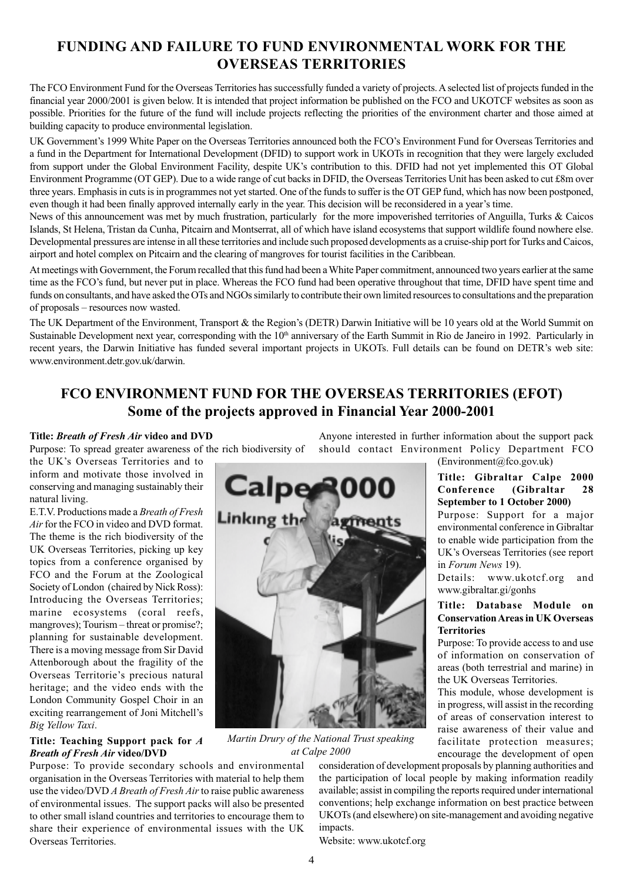## FUNDING AND FAILURE TO FUND ENVIRONMENTAL WORK FOR THE OVERSEAS TERRITORIES

The FCO Environment Fund for the Overseas Territories has successfully funded a variety of projects. A selected list of projects funded in the financial year 2000/2001 is given below. It is intended that project information be published on the FCO and UKOTCF websites as soon as possible. Priorities for the future of the fund will include projects reflecting the priorities of the environment charter and those aimed at building capacity to produce environmental legislation.

UK Government's 1999 White Paper on the Overseas Territories announced both the FCO's Environment Fund for Overseas Territories and a fund in the Department for International Development (DFID) to support work in UKOTs in recognition that they were largely excluded from support under the Global Environment Facility, despite UK's contribution to this. DFID had not yet implemented this OT Global Environment Programme (OT GEP). Due to a wide range of cut backs in DFID, the Overseas Territories Unit has been asked to cut £8m over three years. Emphasis in cuts is in programmes not yet started. One of the funds to suffer is the OT GEP fund, which has now been postponed, even though it had been finally approved internally early in the year. This decision will be reconsidered in a year's time.

News of this announcement was met by much frustration, particularly for the more impoverished territories of Anguilla, Turks & Caicos Islands, St Helena, Tristan da Cunha, Pitcairn and Montserrat, all of which have island ecosystems that support wildlife found nowhere else. Developmental pressures are intense in all these territories and include such proposed developments as a cruise-ship port for Turks and Caicos, airport and hotel complex on Pitcairn and the clearing of mangroves for tourist facilities in the Caribbean.

At meetings with Government, the Forum recalled that this fund had been a White Paper commitment, announced two years earlier at the same time as the FCO's fund, but never put in place. Whereas the FCO fund had been operative throughout that time, DFID have spent time and funds on consultants, and have asked the OTs and NGOs similarly to contribute their own limited resources to consultations and the preparation of proposals – resources now wasted.

The UK Department of the Environment, Transport & the Region's (DETR) Darwin Initiative will be 10 years old at the World Summit on Sustainable Development next year, corresponding with the 10th anniversary of the Earth Summit in Rio de Janeiro in 1992. Particularly in recent years, the Darwin Initiative has funded several important projects in UKOTs. Full details can be found on DETR's web site: www.environment.detr.gov.uk/darwin.

## FCO ENVIRONMENT FUND FOR THE OVERSEAS TERRITORIES (EFOT)
### Some of the projects approved in Financial Year 2000-2001

**Title: *Breath of Fresh Air* video and DVD**

Purpose: To spread greater awareness of the rich biodiversity of the UK's Overseas Territories and to inform and motivate those involved in conserving and managing sustainably their natural living.

E.T.V. Productions made a *Breath of Fresh Air* for the FCO in video and DVD format. The theme is the rich biodiversity of the UK Overseas Territories, picking up key topics from a conference organised by FCO and the Forum at the Zoological Society of London (chaired by Nick Ross): Introducing the Overseas Territories; marine ecosystems (coral reefs, mangroves); Tourism – threat or promise?; planning for sustainable development. There is a moving message from Sir David Attenborough about the fragility of the Overseas Territorie's precious natural heritage; and the video ends with the London Community Gospel Choir in an exciting rearrangement of Joni Mitchell's *Big Yellow Taxi*.

**Title: Teaching Support pack for *A Breath of Fresh Air* video/DVD**

Purpose: To provide secondary schools and environmental organisation in the Overseas Territories with material to help them use the video/DVD *A Breath of Fresh Air* to raise public awareness of environmental issues. The support packs will also be presented to other small island countries and territories to encourage them to share their experience of environmental issues with the UK Overseas Territories.

Anyone interested in further information about the support pack should contact Environment Policy Department FCO (Environment@fco.gov.uk)

*Martin Drury of the National Trust speaking at Calpe 2000*

**Title: Gibraltar Calpe 2000 Conference (Gibraltar 28 September to 1 October 2000)**

Purpose: Support for a major environmental conference in Gibraltar to enable wide participation from the UK's Overseas Territories (see report in *Forum News* 19).

Details: www.ukotcf.org and www.gibraltar.gi/gonhs

**Title: Database Module on Conservation Areas in UK Overseas Territories**

Purpose: To provide access to and use of information on conservation of areas (both terrestrial and marine) in the UK Overseas Territories.

This module, whose development is in progress, will assist in the recording of areas of conservation interest to raise awareness of their value and facilitate protection measures; encourage the development of open consideration of development proposals by planning authorities and the participation of local people by making information readily available; assist in compiling the reports required under international conventions; help exchange information on best practice between UKOTs (and elsewhere) on site-management and avoiding negative impacts.

Website: www.ukotcf.org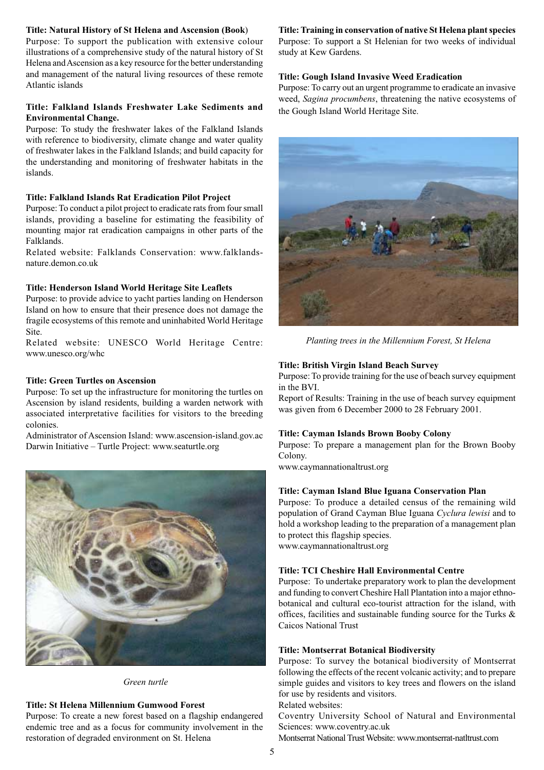**Title: Natural History of St Helena and Ascension (Book)**

Purpose: To support the publication with extensive colour illustrations of a comprehensive study of the natural history of St Helena and Ascension as a key resource for the better understanding and management of the natural living resources of these remote Atlantic islands

**Title: Falkland Islands Freshwater Lake Sediments and Environmental Change.**

Purpose: To study the freshwater lakes of the Falkland Islands with reference to biodiversity, climate change and water quality of freshwater lakes in the Falkland Islands; and build capacity for the understanding and monitoring of freshwater habitats in the islands.

**Title: Falkland Islands Rat Eradication Pilot Project**

Purpose: To conduct a pilot project to eradicate rats from four small islands, providing a baseline for estimating the feasibility of mounting major rat eradication campaigns in other parts of the Falklands.

Related website: Falklands Conservation: www.falklands-nature.demon.co.uk

**Title: Henderson Island World Heritage Site Leaflets**

Purpose: to provide advice to yacht parties landing on Henderson Island on how to ensure that their presence does not damage the fragile ecosystems of this remote and uninhabited World Heritage Site.

Related website: UNESCO World Heritage Centre: www.unesco.org/whc

**Title: Green Turtles on Ascension**

Purpose: To set up the infrastructure for monitoring the turtles on Ascension by island residents, building a warden network with associated interpretative facilities for visitors to the breeding colonies.

Administrator of Ascension Island: www.ascension-island.gov.ac
Darwin Initiative – Turtle Project: www.seaturtle.org

*Green turtle*

**Title: St Helena Millennium Gumwood Forest**

Purpose: To create a new forest based on a flagship endangered endemic tree and as a focus for community involvement in the restoration of degraded environment on St. Helena

**Title: Training in conservation of native St Helena plant species**

Purpose: To support a St Helenian for two weeks of individual study at Kew Gardens.

**Title: Gough Island Invasive Weed Eradication**

Purpose: To carry out an urgent programme to eradicate an invasive weed, *Sagina procumbens*, threatening the native ecosystems of the Gough Island World Heritage Site.

*Planting trees in the Millennium Forest, St Helena*

**Title: British Virgin Island Beach Survey**

Purpose: To provide training for the use of beach survey equipment in the BVI.

Report of Results: Training in the use of beach survey equipment was given from 6 December 2000 to 28 February 2001.

**Title: Cayman Islands Brown Booby Colony**

Purpose: To prepare a management plan for the Brown Booby Colony.

www.caymannationaltrust.org

**Title: Cayman Island Blue Iguana Conservation Plan**

Purpose: To produce a detailed census of the remaining wild population of Grand Cayman Blue Iguana *Cyclura lewisi* and to hold a workshop leading to the preparation of a management plan to protect this flagship species.

www.caymannationaltrust.org

**Title: TCI Cheshire Hall Environmental Centre**

Purpose: To undertake preparatory work to plan the development and funding to convert Cheshire Hall Plantation into a major ethno-botanical and cultural eco-tourist attraction for the island, with offices, facilities and sustainable funding source for the Turks & Caicos National Trust

**Title: Montserrat Botanical Biodiversity**

Purpose: To survey the botanical biodiversity of Montserrat following the effects of the recent volcanic activity; and to prepare simple guides and visitors to key trees and flowers on the island for use by residents and visitors.

Related websites:

Coventry University School of Natural and Environmental Sciences: www.coventry.ac.uk

Montserrat National Trust Website: www.montserrat-natltrust.com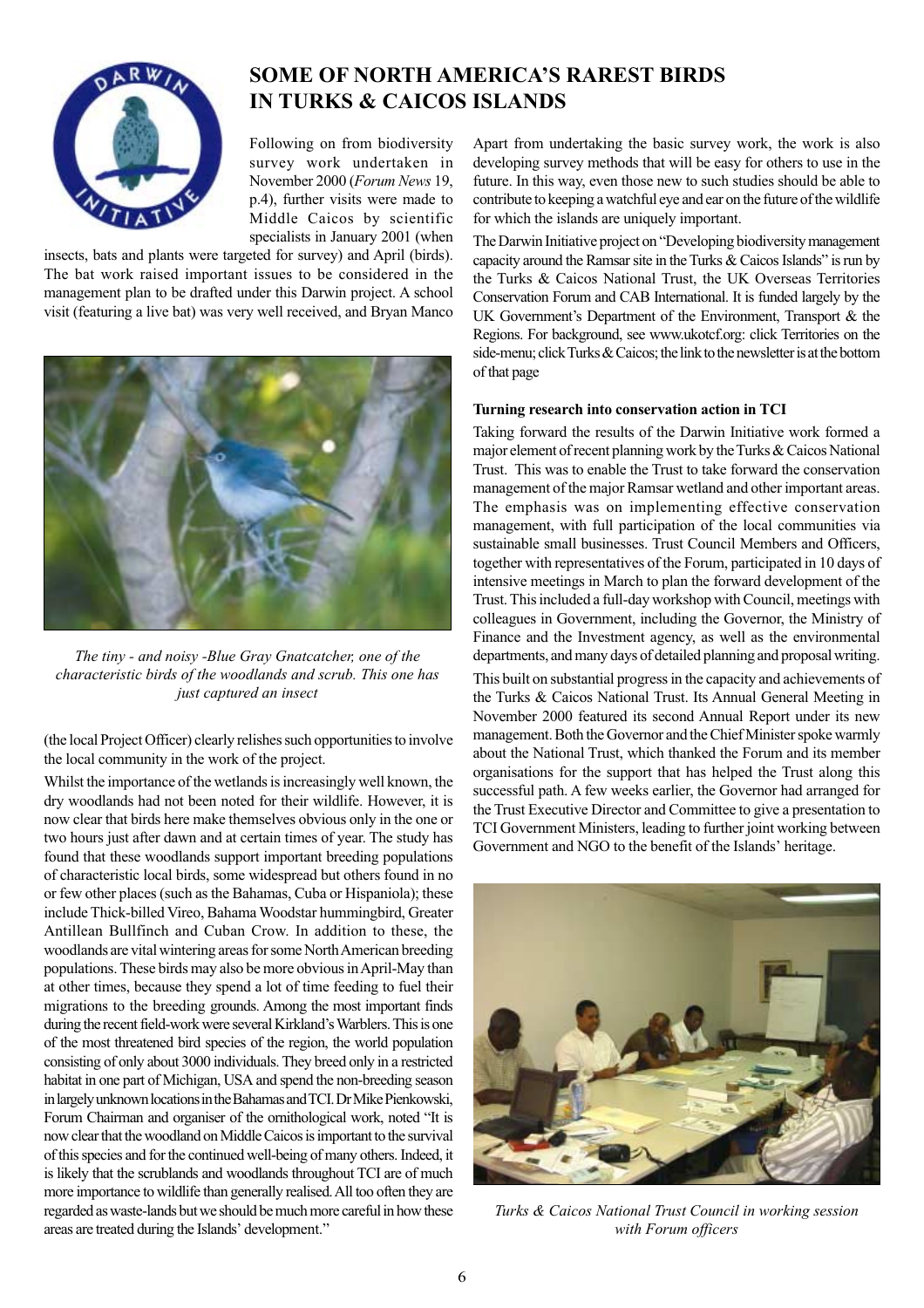## SOME OF NORTH AMERICA'S RAREST BIRDS IN TURKS & CAICOS ISLANDS

Following on from biodiversity survey work undertaken in November 2000 (*Forum News* 19, p.4), further visits were made to Middle Caicos by scientific specialists in January 2001 (when insects, bats and plants were targeted for survey) and April (birds). The bat work raised important issues to be considered in the management plan to be drafted under this Darwin project. A school visit (featuring a live bat) was very well received, and Bryan Manco (the local Project Officer) clearly relishes such opportunities to involve the local community in the work of the project.

*The tiny - and noisy -Blue Gray Gnatcatcher, one of the characteristic birds of the woodlands and scrub. This one has just captured an insect*

Whilst the importance of the wetlands is increasingly well known, the dry woodlands had not been noted for their wildlife. However, it is now clear that birds here make themselves obvious only in the one or two hours just after dawn and at certain times of year. The study has found that these woodlands support important breeding populations of characteristic local birds, some widespread but others found in no or few other places (such as the Bahamas, Cuba or Hispaniola); these include Thick-billed Vireo, Bahama Woodstar hummingbird, Greater Antillean Bullfinch and Cuban Crow. In addition to these, the woodlands are vital wintering areas for some North American breeding populations. These birds may also be more obvious in April-May than at other times, because they spend a lot of time feeding to fuel their migrations to the breeding grounds. Among the most important finds during the recent field-work were several Kirkland's Warblers. This is one of the most threatened bird species of the region, the world population consisting of only about 3000 individuals. They breed only in a restricted habitat in one part of Michigan, USA and spend the non-breeding season in largely unknown locations in the Bahamas and TCI. Dr Mike Pienkowski, Forum Chairman and organiser of the ornithological work, noted "It is now clear that the woodland on Middle Caicos is important to the survival of this species and for the continued well-being of many others. Indeed, it is likely that the scrublands and woodlands throughout TCI are of much more importance to wildlife than generally realised. All too often they are regarded as waste-lands but we should be much more careful in how these areas are treated during the Islands' development."

Apart from undertaking the basic survey work, the work is also developing survey methods that will be easy for others to use in the future. In this way, even those new to such studies should be able to contribute to keeping a watchful eye and ear on the future of the wildlife for which the islands are uniquely important.

The Darwin Initiative project on "Developing biodiversity management capacity around the Ramsar site in the Turks & Caicos Islands" is run by the Turks & Caicos National Trust, the UK Overseas Territories Conservation Forum and CAB International. It is funded largely by the UK Government's Department of the Environment, Transport & the Regions. For background, see www.ukotcf.org: click Territories on the side-menu; click Turks & Caicos; the link to the newsletter is at the bottom of that page

### Turning research into conservation action in TCI

Taking forward the results of the Darwin Initiative work formed a major element of recent planning work by the Turks & Caicos National Trust. This was to enable the Trust to take forward the conservation management of the major Ramsar wetland and other important areas. The emphasis was on implementing effective conservation management, with full participation of the local communities via sustainable small businesses. Trust Council Members and Officers, together with representatives of the Forum, participated in 10 days of intensive meetings in March to plan the forward development of the Trust. This included a full-day workshop with Council, meetings with colleagues in Government, including the Governor, the Ministry of Finance and the Investment agency, as well as the environmental departments, and many days of detailed planning and proposal writing.

This built on substantial progress in the capacity and achievements of the Turks & Caicos National Trust. Its Annual General Meeting in November 2000 featured its second Annual Report under its new management. Both the Governor and the Chief Minister spoke warmly about the National Trust, which thanked the Forum and its member organisations for the support that has helped the Trust along this successful path. A few weeks earlier, the Governor had arranged for the Trust Executive Director and Committee to give a presentation to TCI Government Ministers, leading to further joint working between Government and NGO to the benefit of the Islands' heritage.

*Turks & Caicos National Trust Council in working session with Forum officers*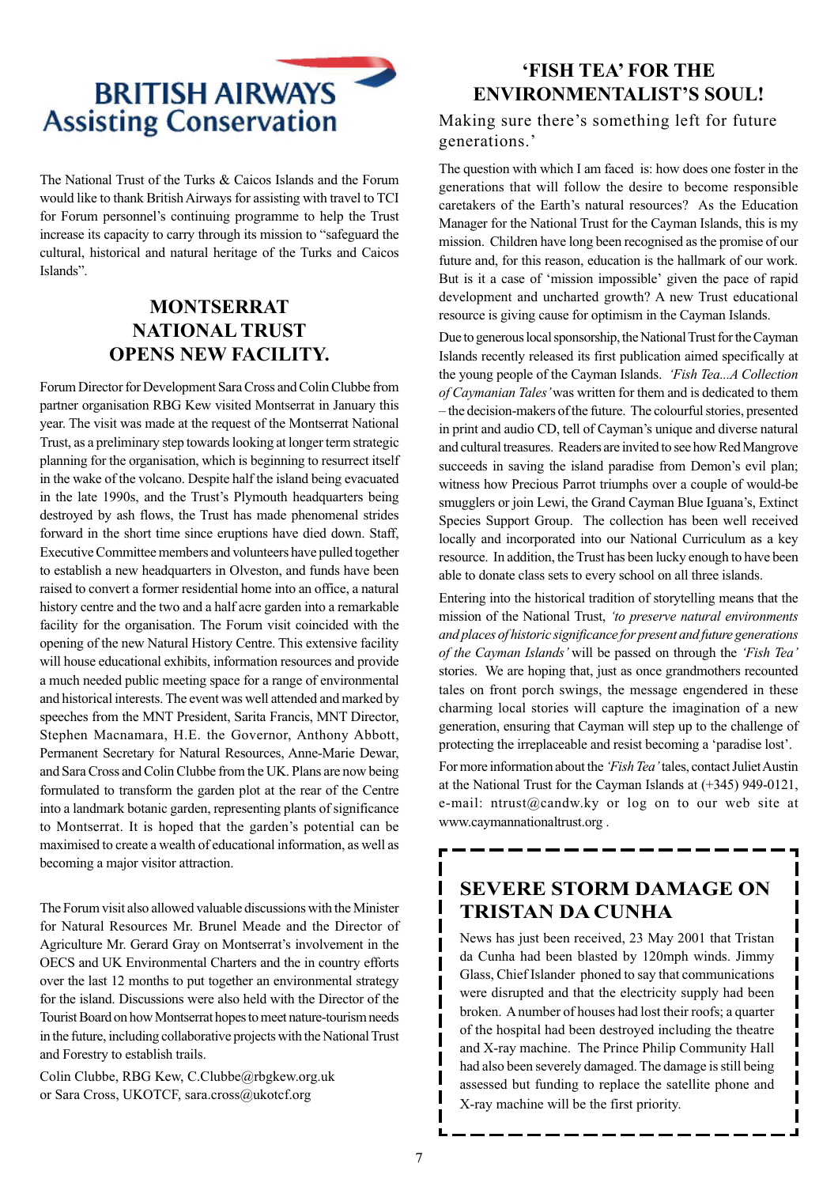## BRITISH AIRWAYS Assisting Conservation

The National Trust of the Turks & Caicos Islands and the Forum would like to thank British Airways for assisting with travel to TCI for Forum personnel's continuing programme to help the Trust increase its capacity to carry through its mission to "safeguard the cultural, historical and natural heritage of the Turks and Caicos Islands".

## MONTSERRAT NATIONAL TRUST OPENS NEW FACILITY.

Forum Director for Development Sara Cross and Colin Clubbe from partner organisation RBG Kew visited Montserrat in January this year. The visit was made at the request of the Montserrat National Trust, as a preliminary step towards looking at longer term strategic planning for the organisation, which is beginning to resurrect itself in the wake of the volcano. Despite half the island being evacuated in the late 1990s, and the Trust's Plymouth headquarters being destroyed by ash flows, the Trust has made phenomenal strides forward in the short time since eruptions have died down. Staff, Executive Committee members and volunteers have pulled together to establish a new headquarters in Olveston, and funds have been raised to convert a former residential home into an office, a natural history centre and the two and a half acre garden into a remarkable facility for the organisation. The Forum visit coincided with the opening of the new Natural History Centre. This extensive facility will house educational exhibits, information resources and provide a much needed public meeting space for a range of environmental and historical interests. The event was well attended and marked by speeches from the MNT President, Sarita Francis, MNT Director, Stephen Macnamara, H.E. the Governor, Anthony Abbott, Permanent Secretary for Natural Resources, Anne-Marie Dewar, and Sara Cross and Colin Clubbe from the UK. Plans are now being formulated to transform the garden plot at the rear of the Centre into a landmark botanic garden, representing plants of significance to Montserrat. It is hoped that the garden's potential can be maximised to create a wealth of educational information, as well as becoming a major visitor attraction.

The Forum visit also allowed valuable discussions with the Minister for Natural Resources Mr. Brunel Meade and the Director of Agriculture Mr. Gerard Gray on Montserrat's involvement in the OECS and UK Environmental Charters and the in country efforts over the last 12 months to put together an environmental strategy for the island. Discussions were also held with the Director of the Tourist Board on how Montserrat hopes to meet nature-tourism needs in the future, including collaborative projects with the National Trust and Forestry to establish trails.

Colin Clubbe, RBG Kew, C.Clubbe@rbgkew.org.uk
or Sara Cross, UKOTCF, sara.cross@ukotcf.org

## 'FISH TEA' FOR THE ENVIRONMENTALIST'S SOUL!

### Making sure there's something left for future generations.'

The question with which I am faced is: how does one foster in the generations that will follow the desire to become responsible caretakers of the Earth's natural resources? As the Education Manager for the National Trust for the Cayman Islands, this is my mission. Children have long been recognised as the promise of our future and, for this reason, education is the hallmark of our work. But is it a case of 'mission impossible' given the pace of rapid development and uncharted growth? A new Trust educational resource is giving cause for optimism in the Cayman Islands.

Due to generous local sponsorship, the National Trust for the Cayman Islands recently released its first publication aimed specifically at the young people of the Cayman Islands. *'Fish Tea...A Collection of Caymanian Tales'* was written for them and is dedicated to them – the decision-makers of the future. The colourful stories, presented in print and audio CD, tell of Cayman's unique and diverse natural and cultural treasures. Readers are invited to see how Red Mangrove succeeds in saving the island paradise from Demon's evil plan; witness how Precious Parrot triumphs over a couple of would-be smugglers or join Lewi, the Grand Cayman Blue Iguana's, Extinct Species Support Group. The collection has been well received locally and incorporated into our National Curriculum as a key resource. In addition, the Trust has been lucky enough to have been able to donate class sets to every school on all three islands.

Entering into the historical tradition of storytelling means that the mission of the National Trust, *'to preserve natural environments and places of historic significance for present and future generations of the Cayman Islands'* will be passed on through the *'Fish Tea'* stories. We are hoping that, just as once grandmothers recounted tales on front porch swings, the message engendered in these charming local stories will capture the imagination of a new generation, ensuring that Cayman will step up to the challenge of protecting the irreplaceable and resist becoming a 'paradise lost'.

For more information about the *'Fish Tea'* tales, contact Juliet Austin at the National Trust for the Cayman Islands at (+345) 949-0121, e-mail: ntrust@candw.ky or log on to our web site at www.caymannationaltrust.org .

## SEVERE STORM DAMAGE ON TRISTAN DA CUNHA

News has just been received, 23 May 2001 that Tristan da Cunha had been blasted by 120mph winds. Jimmy Glass, Chief Islander phoned to say that communications were disrupted and that the electricity supply had been broken. A number of houses had lost their roofs; a quarter of the hospital had been destroyed including the theatre and X-ray machine. The Prince Philip Community Hall had also been severely damaged. The damage is still being assessed but funding to replace the satellite phone and X-ray machine will be the first priority.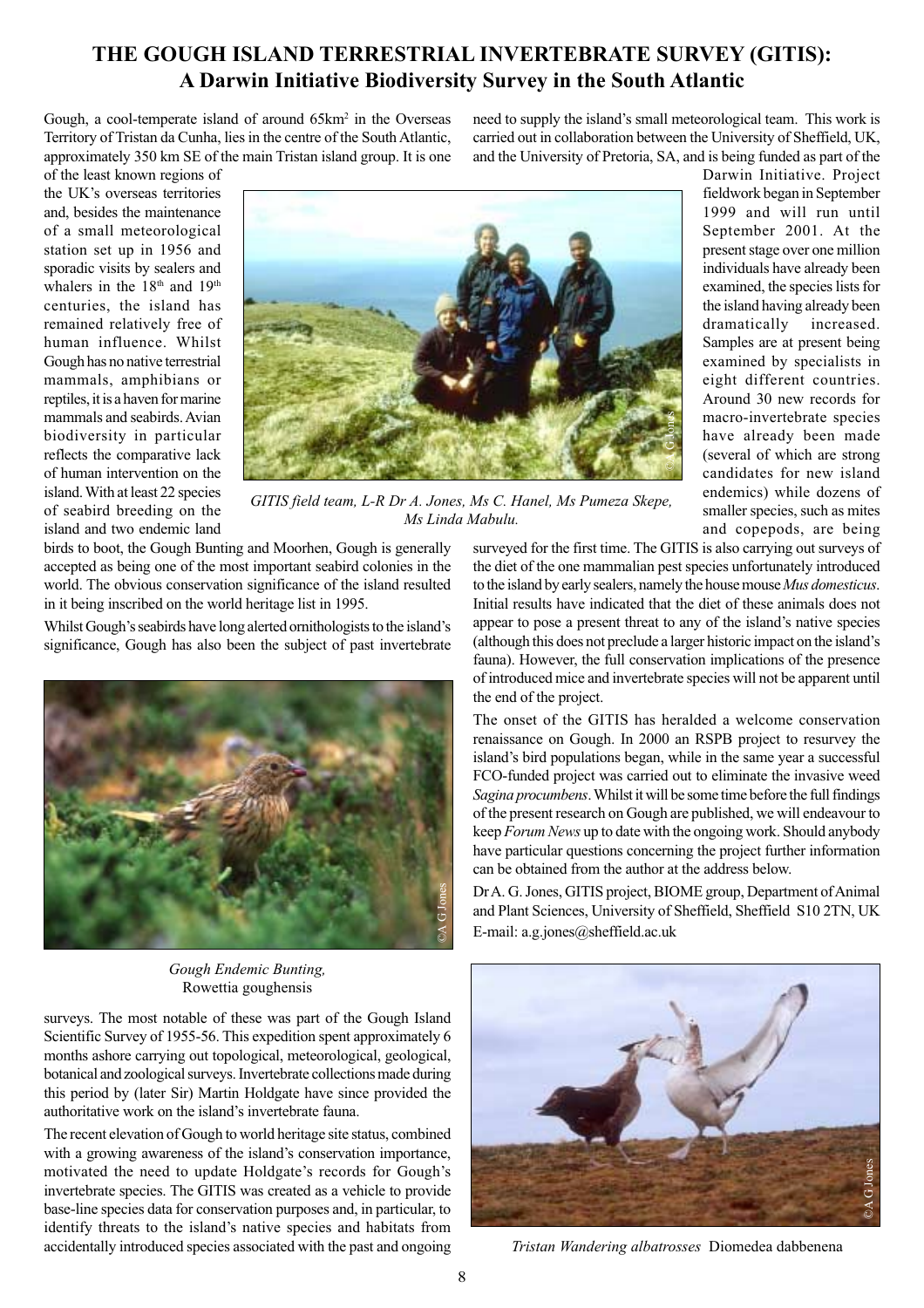# THE GOUGH ISLAND TERRESTRIAL INVERTEBRATE SURVEY (GITIS): A Darwin Initiative Biodiversity Survey in the South Atlantic

Gough, a cool-temperate island of around 65km$^2$ in the Overseas Territory of Tristan da Cunha, lies in the centre of the South Atlantic, approximately 350 km SE of the main Tristan island group. It is one of the least known regions of the UK's overseas territories and, besides the maintenance of a small meteorological station set up in 1956 and sporadic visits by sealers and whalers in the 18th and 19th centuries, the island has remained relatively free of human influence. Whilst Gough has no native terrestrial mammals, amphibians or reptiles, it is a haven for marine mammals and seabirds. Avian biodiversity in particular reflects the comparative lack of human intervention on the island. With at least 22 species of seabird breeding on the island and two endemic land birds to boot, the Gough Bunting and Moorhen, Gough is generally accepted as being one of the most important seabird colonies in the world. The obvious conservation significance of the island resulted in it being inscribed on the world heritage list in 1995.

*GITIS field team, L-R Dr A. Jones, Ms C. Hanel, Ms Pumeza Skepe, Ms Linda Mabulu.*

Whilst Gough's seabirds have long alerted ornithologists to the island's significance, Gough has also been the subject of past invertebrate surveys. The most notable of these was part of the Gough Island Scientific Survey of 1955-56. This expedition spent approximately 6 months ashore carrying out topological, meteorological, geological, botanical and zoological surveys. Invertebrate collections made during this period by (later Sir) Martin Holdgate have since provided the authoritative work on the island's invertebrate fauna.

*Gough Endemic Bunting,* Rowettia goughensis

The recent elevation of Gough to world heritage site status, combined with a growing awareness of the island's conservation importance, motivated the need to update Holdgate's records for Gough's invertebrate species. The GITIS was created as a vehicle to provide base-line species data for conservation purposes and, in particular, to identify threats to the island's native species and habitats from accidentally introduced species associated with the past and ongoing need to supply the island's small meteorological team. This work is carried out in collaboration between the University of Sheffield, UK, and the University of Pretoria, SA, and is being funded as part of the Darwin Initiative. Project fieldwork began in September 1999 and will run until September 2001. At the present stage over one million individuals have already been examined, the species lists for the island having already been dramatically increased. Samples are at present being examined by specialists in eight different countries. Around 30 new records for macro-invertebrate species have already been made (several of which are strong candidates for new island endemics) while dozens of smaller species, such as mites and copepods, are being surveyed for the first time. The GITIS is also carrying out surveys of the diet of the one mammalian pest species unfortunately introduced to the island by early sealers, namely the house mouse *Mus domesticus*. Initial results have indicated that the diet of these animals does not appear to pose a present threat to any of the island's native species (although this does not preclude a larger historic impact on the island's fauna). However, the full conservation implications of the presence of introduced mice and invertebrate species will not be apparent until the end of the project.

The onset of the GITIS has heralded a welcome conservation renaissance on Gough. In 2000 an RSPB project to resurvey the island's bird populations began, while in the same year a successful FCO-funded project was carried out to eliminate the invasive weed *Sagina procumbens*. Whilst it will be some time before the full findings of the present research on Gough are published, we will endeavour to keep *Forum News* up to date with the ongoing work. Should anybody have particular questions concerning the project further information can be obtained from the author at the address below.

Dr A. G. Jones, GITIS project, BIOME group, Department of Animal and Plant Sciences, University of Sheffield, Sheffield S10 2TN, UK
E-mail: a.g.jones@sheffield.ac.uk

*Tristan Wandering albatrosses* Diomedea dabbenena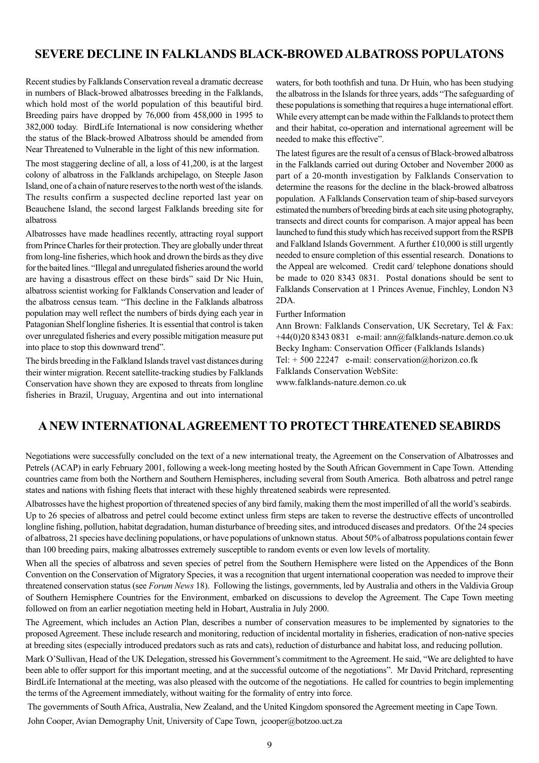## SEVERE DECLINE IN FALKLANDS BLACK-BROWED ALBATROSS POPULATONS

Recent studies by Falklands Conservation reveal a dramatic decrease in numbers of Black-browed albatrosses breeding in the Falklands, which hold most of the world population of this beautiful bird. Breeding pairs have dropped by 76,000 from 458,000 in 1995 to 382,000 today. BirdLife International is now considering whether the status of the Black-browed Albatross should be amended from Near Threatened to Vulnerable in the light of this new information.

The most staggering decline of all, a loss of 41,200, is at the largest colony of albatross in the Falklands archipelago, on Steeple Jason Island, one of a chain of nature reserves to the north west of the islands. The results confirm a suspected decline reported last year on Beauchene Island, the second largest Falklands breeding site for albatross

Albatrosses have made headlines recently, attracting royal support from Prince Charles for their protection. They are globally under threat from long-line fisheries, which hook and drown the birds as they dive for the baited lines. "Illegal and unregulated fisheries around the world are having a disastrous effect on these birds" said Dr Nic Huin, albatross scientist working for Falklands Conservation and leader of the albatross census team. "This decline in the Falklands albatross population may well reflect the numbers of birds dying each year in Patagonian Shelf longline fisheries. It is essential that control is taken over unregulated fisheries and every possible mitigation measure put into place to stop this downward trend".

The birds breeding in the Falkland Islands travel vast distances during their winter migration. Recent satellite-tracking studies by Falklands Conservation have shown they are exposed to threats from longline fisheries in Brazil, Uruguay, Argentina and out into international waters, for both toothfish and tuna. Dr Huin, who has been studying the albatross in the Islands for three years, adds "The safeguarding of these populations is something that requires a huge international effort. While every attempt can be made within the Falklands to protect them and their habitat, co-operation and international agreement will be needed to make this effective".

The latest figures are the result of a census of Black-browed albatross in the Falklands carried out during October and November 2000 as part of a 20-month investigation by Falklands Conservation to determine the reasons for the decline in the black-browed albatross population. A Falklands Conservation team of ship-based surveyors estimated the numbers of breeding birds at each site using photography, transects and direct counts for comparison. A major appeal has been launched to fund this study which has received support from the RSPB and Falkland Islands Government. A further £10,000 is still urgently needed to ensure completion of this essential research. Donations to the Appeal are welcomed. Credit card/ telephone donations should be made to 020 8343 0831. Postal donations should be sent to Falklands Conservation at 1 Princes Avenue, Finchley, London N3 2DA.

Further Information

Ann Brown: Falklands Conservation, UK Secretary, Tel & Fax: +44(0)20 8343 0831 e-mail: ann@falklands-nature.demon.co.uk
Becky Ingham: Conservation Officer (Falklands Islands)
Tel: + 500 22247 e-mail: conservation@horizon.co.fk
Falklands Conservation WebSite:
www.falklands-nature.demon.co.uk

## A NEW INTERNATIONAL AGREEMENT TO PROTECT THREATENED SEABIRDS

Negotiations were successfully concluded on the text of a new international treaty, the Agreement on the Conservation of Albatrosses and Petrels (ACAP) in early February 2001, following a week-long meeting hosted by the South African Government in Cape Town. Attending countries came from both the Northern and Southern Hemispheres, including several from South America. Both albatross and petrel range states and nations with fishing fleets that interact with these highly threatened seabirds were represented.

Albatrosses have the highest proportion of threatened species of any bird family, making them the most imperilled of all the world's seabirds. Up to 26 species of albatross and petrel could become extinct unless firm steps are taken to reverse the destructive effects of uncontrolled longline fishing, pollution, habitat degradation, human disturbance of breeding sites, and introduced diseases and predators. Of the 24 species of albatross, 21 species have declining populations, or have populations of unknown status. About 50% of albatross populations contain fewer than 100 breeding pairs, making albatrosses extremely susceptible to random events or even low levels of mortality.

When all the species of albatross and seven species of petrel from the Southern Hemisphere were listed on the Appendices of the Bonn Convention on the Conservation of Migratory Species, it was a recognition that urgent international cooperation was needed to improve their threatened conservation status (see *Forum News* 18). Following the listings, governments, led by Australia and others in the Valdivia Group of Southern Hemisphere Countries for the Environment, embarked on discussions to develop the Agreement. The Cape Town meeting followed on from an earlier negotiation meeting held in Hobart, Australia in July 2000.

The Agreement, which includes an Action Plan, describes a number of conservation measures to be implemented by signatories to the proposed Agreement. These include research and monitoring, reduction of incidental mortality in fisheries, eradication of non-native species at breeding sites (especially introduced predators such as rats and cats), reduction of disturbance and habitat loss, and reducing pollution.

Mark O'Sullivan, Head of the UK Delegation, stressed his Government's commitment to the Agreement. He said, "We are delighted to have been able to offer support for this important meeting, and at the successful outcome of the negotiations". Mr David Pritchard, representing BirdLife International at the meeting, was also pleased with the outcome of the negotiations. He called for countries to begin implementing the terms of the Agreement immediately, without waiting for the formality of entry into force.

The governments of South Africa, Australia, New Zealand, and the United Kingdom sponsored the Agreement meeting in Cape Town.

John Cooper, Avian Demography Unit, University of Cape Town, jcooper@botzoo.uct.za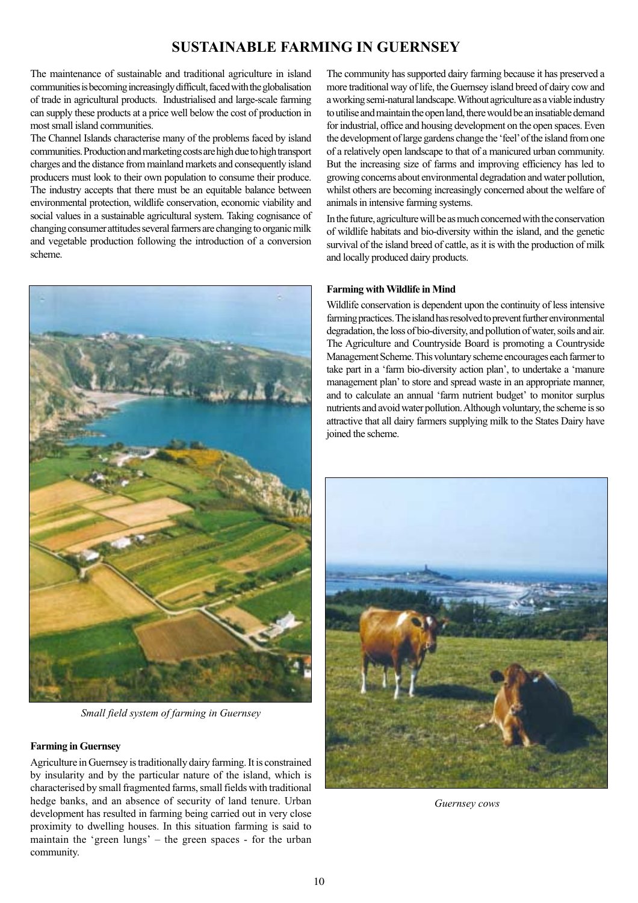# SUSTAINABLE FARMING IN GUERNSEY

The maintenance of sustainable and traditional agriculture in island communities is becoming increasingly difficult, faced with the globalisation of trade in agricultural products. Industrialised and large-scale farming can supply these products at a price well below the cost of production in most small island communities.

The Channel Islands characterise many of the problems faced by island communities. Production and marketing costs are high due to high transport charges and the distance from mainland markets and consequently island producers must look to their own population to consume their produce. The industry accepts that there must be an equitable balance between environmental protection, wildlife conservation, economic viability and social values in a sustainable agricultural system. Taking cognisance of changing consumer attitudes several farmers are changing to organic milk and vegetable production following the introduction of a conversion scheme.

*Small field system of farming in Guernsey*

#### Farming in Guernsey

Agriculture in Guernsey is traditionally dairy farming. It is constrained by insularity and by the particular nature of the island, which is characterised by small fragmented farms, small fields with traditional hedge banks, and an absence of security of land tenure. Urban development has resulted in farming being carried out in very close proximity to dwelling houses. In this situation farming is said to maintain the 'green lungs' – the green spaces - for the urban community.

The community has supported dairy farming because it has preserved a more traditional way of life, the Guernsey island breed of dairy cow and a working semi-natural landscape. Without agriculture as a viable industry to utilise and maintain the open land, there would be an insatiable demand for industrial, office and housing development on the open spaces. Even the development of large gardens change the 'feel' of the island from one of a relatively open landscape to that of a manicured urban community. But the increasing size of farms and improving efficiency has led to growing concerns about environmental degradation and water pollution, whilst others are becoming increasingly concerned about the welfare of animals in intensive farming systems.

In the future, agriculture will be as much concerned with the conservation of wildlife habitats and bio-diversity within the island, and the genetic survival of the island breed of cattle, as it is with the production of milk and locally produced dairy products.

#### Farming with Wildlife in Mind

Wildlife conservation is dependent upon the continuity of less intensive farming practices. The island has resolved to prevent further environmental degradation, the loss of bio-diversity, and pollution of water, soils and air. The Agriculture and Countryside Board is promoting a Countryside Management Scheme. This voluntary scheme encourages each farmer to take part in a 'farm bio-diversity action plan', to undertake a 'manure management plan' to store and spread waste in an appropriate manner, and to calculate an annual 'farm nutrient budget' to monitor surplus nutrients and avoid water pollution. Although voluntary, the scheme is so attractive that all dairy farmers supplying milk to the States Dairy have joined the scheme.

*Guernsey cows*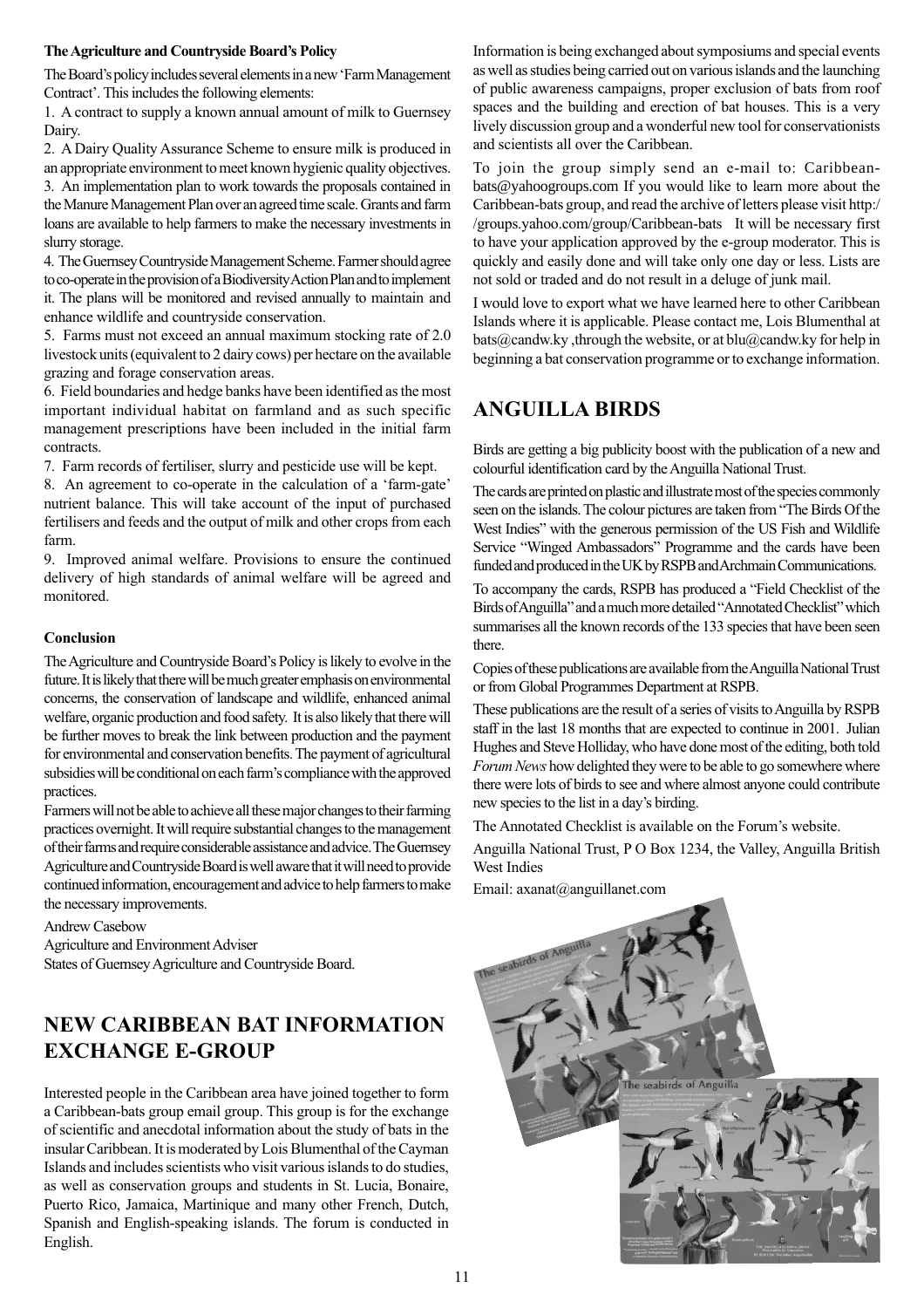**The Agriculture and Countryside Board's Policy**

The Board's policy includes several elements in a new 'Farm Management Contract'. This includes the following elements:

1. A contract to supply a known annual amount of milk to Guernsey Dairy.
2. A Dairy Quality Assurance Scheme to ensure milk is produced in an appropriate environment to meet known hygienic quality objectives.
3. An implementation plan to work towards the proposals contained in the Manure Management Plan over an agreed time scale. Grants and farm loans are available to help farmers to make the necessary investments in slurry storage.
4. The Guernsey Countryside Management Scheme. Farmer should agree to co-operate in the provision of a Biodiversity Action Plan and to implement it. The plans will be monitored and revised annually to maintain and enhance wildlife and countryside conservation.
5. Farms must not exceed an annual maximum stocking rate of 2.0 livestock units (equivalent to 2 dairy cows) per hectare on the available grazing and forage conservation areas.
6. Field boundaries and hedge banks have been identified as the most important individual habitat on farmland and as such specific management prescriptions have been included in the initial farm contracts.
7. Farm records of fertiliser, slurry and pesticide use will be kept.
8. An agreement to co-operate in the calculation of a 'farm-gate' nutrient balance. This will take account of the input of purchased fertilisers and feeds and the output of milk and other crops from each farm.
9. Improved animal welfare. Provisions to ensure the continued delivery of high standards of animal welfare will be agreed and monitored.

**Conclusion**

The Agriculture and Countryside Board's Policy is likely to evolve in the future. It is likely that there will be much greater emphasis on environmental concerns, the conservation of landscape and wildlife, enhanced animal welfare, organic production and food safety. It is also likely that there will be further moves to break the link between production and the payment for environmental and conservation benefits. The payment of agricultural subsidies will be conditional on each farm's compliance with the approved practices.

Farmers will not be able to achieve all these major changes to their farming practices overnight. It will require substantial changes to the management of their farms and require considerable assistance and advice. The Guernsey Agriculture and Countryside Board is well aware that it will need to provide continued information, encouragement and advice to help farmers to make the necessary improvements.

Andrew Casebow
Agriculture and Environment Adviser
States of Guernsey Agriculture and Countryside Board.

## NEW CARIBBEAN BAT INFORMATION EXCHANGE E-GROUP

Interested people in the Caribbean area have joined together to form a Caribbean-bats group email group. This group is for the exchange of scientific and anecdotal information about the study of bats in the insular Caribbean. It is moderated by Lois Blumenthal of the Cayman Islands and includes scientists who visit various islands to do studies, as well as conservation groups and students in St. Lucia, Bonaire, Puerto Rico, Jamaica, Martinique and many other French, Dutch, Spanish and English-speaking islands. The forum is conducted in English.

Information is being exchanged about symposiums and special events as well as studies being carried out on various islands and the launching of public awareness campaigns, proper exclusion of bats from roof spaces and the building and erection of bat houses. This is a very lively discussion group and a wonderful new tool for conservationists and scientists all over the Caribbean.

To join the group simply send an e-mail to: Caribbean-bats@yahoogroups.com If you would like to learn more about the Caribbean-bats group, and read the archive of letters please visit http://groups.yahoo.com/group/Caribbean-bats It will be necessary first to have your application approved by the e-group moderator. This is quickly and easily done and will take only one day or less. Lists are not sold or traded and do not result in a deluge of junk mail.

I would love to export what we have learned here to other Caribbean Islands where it is applicable. Please contact me, Lois Blumenthal at bats@candw.ky ,through the website, or at blu@candw.ky for help in beginning a bat conservation programme or to exchange information.

## ANGUILLA BIRDS

Birds are getting a big publicity boost with the publication of a new and colourful identification card by the Anguilla National Trust.

The cards are printed on plastic and illustrate most of the species commonly seen on the islands. The colour pictures are taken from "The Birds Of the West Indies" with the generous permission of the US Fish and Wildlife Service "Winged Ambassadors" Programme and the cards have been funded and produced in the UK by RSPB and Archmain Communications.

To accompany the cards, RSPB has produced a "Field Checklist of the Birds of Anguilla" and a much more detailed "Annotated Checklist" which summarises all the known records of the 133 species that have been seen there.

Copies of these publications are available from the Anguilla National Trust or from Global Programmes Department at RSPB.

These publications are the result of a series of visits to Anguilla by RSPB staff in the last 18 months that are expected to continue in 2001. Julian Hughes and Steve Holliday, who have done most of the editing, both told *Forum News* how delighted they were to be able to go somewhere where there were lots of birds to see and where almost anyone could contribute new species to the list in a day's birding.

The Annotated Checklist is available on the Forum's website.

Anguilla National Trust, P O Box 1234, the Valley, Anguilla British West Indies

Email: axanat@anguillanet.com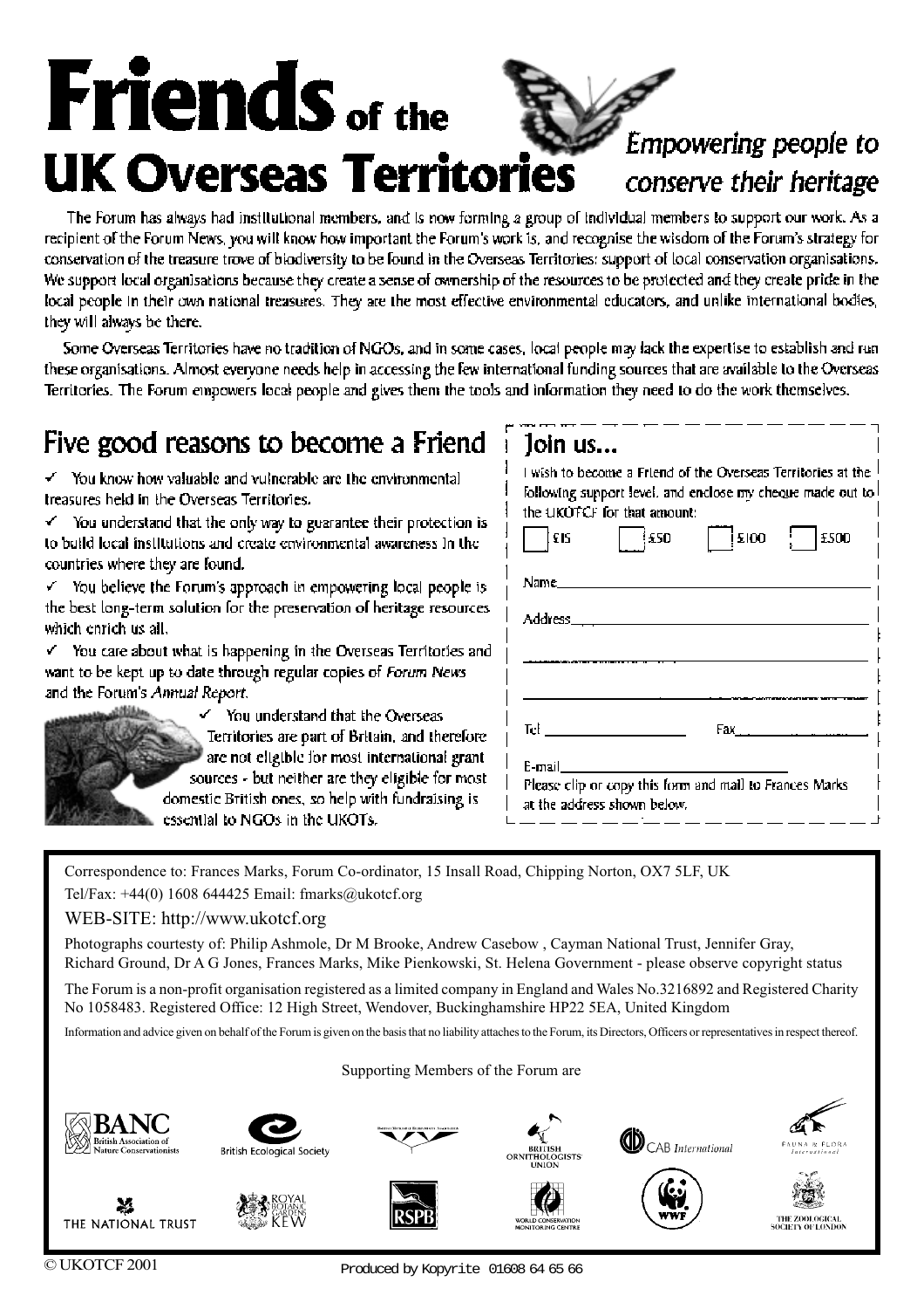# Friends of the UK Overseas Territories

*Empowering people to conserve their heritage*

The Forum has always had institutional members, and is now forming a group of individual members to support our work. As a recipient of the Forum News, you will know how important the Forum's work is, and recognise the wisdom of the Forum's strategy for conservation of the treasure trove of biodiversity to be found in the Overseas Territories: support of local conservation organisations. We support local organisations because they create a sense of ownership of the resources to be protected and they create pride in the local people in their own national treasures. They are the most effective environmental educators, and unlike international bodies, they will always be there.

Some Overseas Territories have no tradition of NGOs, and in some cases, local people may lack the expertise to establish and run these organisations. Almost everyone needs help in accessing the few international funding sources that are available to the Overseas Territories. The Forum empowers local people and gives them the tools and information they need to do the work themselves.

## Five good reasons to become a Friend

- ✓ You know how valuable and vulnerable are the environmental treasures held in the Overseas Territories.
- ✓ You understand that the only way to guarantee their protection is to build local institutions and create environmental awareness in the countries where they are found.
- ✓ You believe the Forum's approach in empowering local people is the best long-term solution for the preservation of heritage resources which enrich us all.
- ✓ You care about what is happening in the Overseas Territories and want to be kept up to date through regular copies of *Forum News* and the Forum's *Annual Report*.
- ✓ You understand that the Overseas Territories are part of Britain, and therefore are not eligible for most international grant sources - but neither are they eligible for most domestic British ones, so help with fundraising is essential to NGOs in the UKOTs.

## Join us...

I wish to become a Friend of the Overseas Territories at the following support level, and enclose my cheque made out to the UKOTCF for that amount:

☐ £15 ☐ £50 ☐ £100 ☐ £500

Name ____________________

Address ____________________

____________________

____________________

Tel ____________ Fax ____________

E-mail ____________________

Please clip or copy this form and mail to Frances Marks at the address shown below.

---

Correspondence to: Frances Marks, Forum Co-ordinator, 15 Insall Road, Chipping Norton, OX7 5LF, UK

Tel/Fax: +44(0) 1608 644425 Email: fmarks@ukotcf.org

WEB-SITE: http://www.ukotcf.org

Photographs courtesy of: Philip Ashmole, Dr M Brooke, Andrew Casebow , Cayman National Trust, Jennifer Gray, Richard Ground, Dr A G Jones, Frances Marks, Mike Pienkowski, St. Helena Government - please observe copyright status

The Forum is a non-profit organisation registered as a limited company in England and Wales No.3216892 and Registered Charity No 1058483. Registered Office: 12 High Street, Wendover, Buckinghamshire HP22 5EA, United Kingdom

Information and advice given on behalf of the Forum is given on the basis that no liability attaches to the Forum, its Directors, Officers or representatives in respect thereof.

Supporting Members of the Forum are

BANC British Association of Nature Conservationists · British Ecological Society · British Herpetological Society · British Ornithologists' Union · CAB International · Fauna & Flora International · The National Trust · Royal Botanic Gardens Kew · RSPB · World Conservation Monitoring Centre · WWF · The Zoological Society of London

© UKOTCF 2001

Produced by Kopyrite 01608 64 65 66